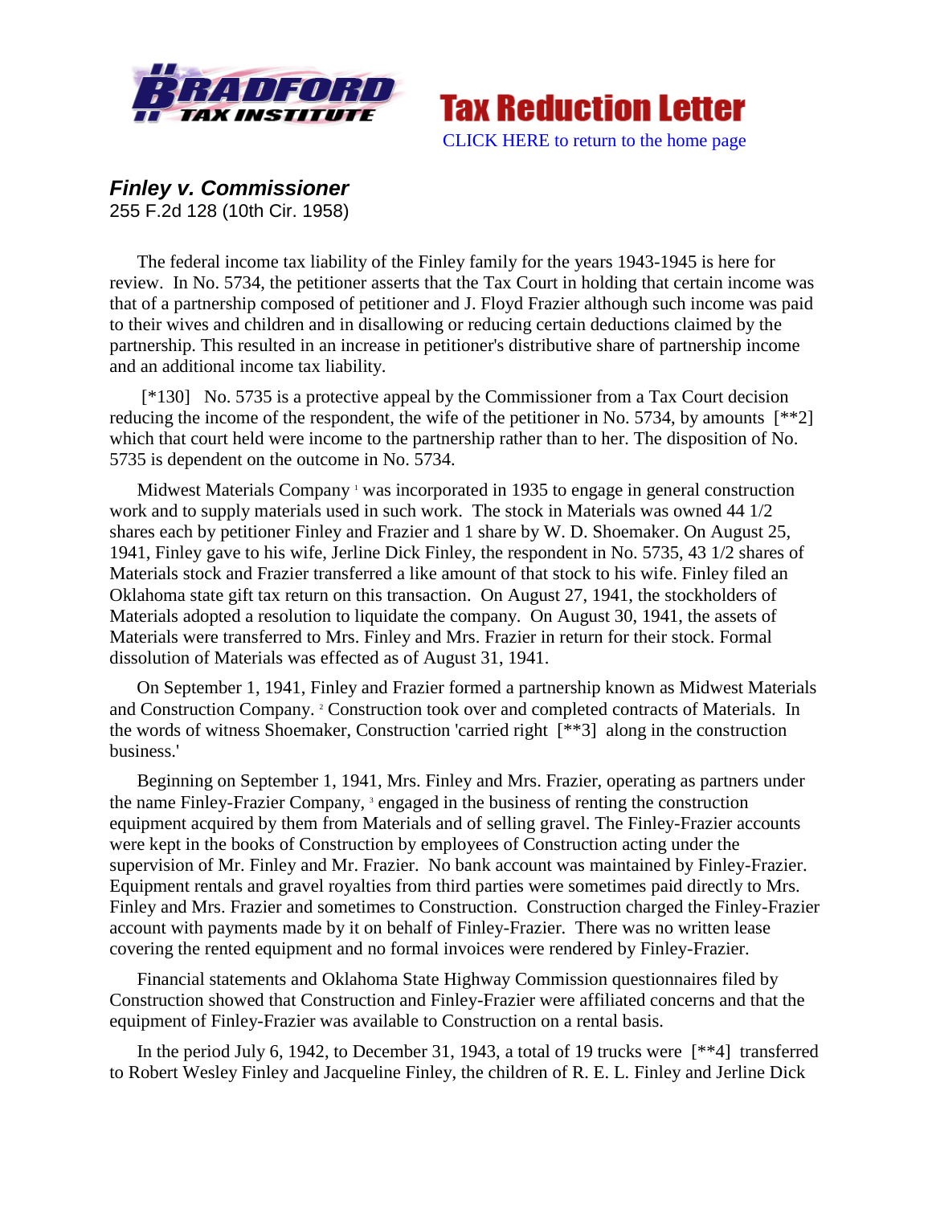**Tax Reduction Letter**

CLICK HERE to return to the home page

***Finley v. Commissioner***

255 F.2d 128 (10th Cir. 1958)

The federal income tax liability of the Finley family for the years 1943-1945 is here for review. In No. 5734, the petitioner asserts that the Tax Court in holding that certain income was that of a partnership composed of petitioner and J. Floyd Frazier although such income was paid to their wives and children and in disallowing or reducing certain deductions claimed by the partnership. This resulted in an increase in petitioner's distributive share of partnership income and an additional income tax liability.

[*130] No. 5735 is a protective appeal by the Commissioner from a Tax Court decision reducing the income of the respondent, the wife of the petitioner in No. 5734, by amounts [**2] which that court held were income to the partnership rather than to her. The disposition of No. 5735 is dependent on the outcome in No. 5734.

Midwest Materials Company [1] was incorporated in 1935 to engage in general construction work and to supply materials used in such work. The stock in Materials was owned 44 1/2 shares each by petitioner Finley and Frazier and 1 share by W. D. Shoemaker. On August 25, 1941, Finley gave to his wife, Jerline Dick Finley, the respondent in No. 5735, 43 1/2 shares of Materials stock and Frazier transferred a like amount of that stock to his wife. Finley filed an Oklahoma state gift tax return on this transaction. On August 27, 1941, the stockholders of Materials adopted a resolution to liquidate the company. On August 30, 1941, the assets of Materials were transferred to Mrs. Finley and Mrs. Frazier in return for their stock. Formal dissolution of Materials was effected as of August 31, 1941.

On September 1, 1941, Finley and Frazier formed a partnership known as Midwest Materials and Construction Company. [2] Construction took over and completed contracts of Materials. In the words of witness Shoemaker, Construction 'carried right [**3] along in the construction business.'

Beginning on September 1, 1941, Mrs. Finley and Mrs. Frazier, operating as partners under the name Finley-Frazier Company, [3] engaged in the business of renting the construction equipment acquired by them from Materials and of selling gravel. The Finley-Frazier accounts were kept in the books of Construction by employees of Construction acting under the supervision of Mr. Finley and Mr. Frazier. No bank account was maintained by Finley-Frazier. Equipment rentals and gravel royalties from third parties were sometimes paid directly to Mrs. Finley and Mrs. Frazier and sometimes to Construction. Construction charged the Finley-Frazier account with payments made by it on behalf of Finley-Frazier. There was no written lease covering the rented equipment and no formal invoices were rendered by Finley-Frazier.

Financial statements and Oklahoma State Highway Commission questionnaires filed by Construction showed that Construction and Finley-Frazier were affiliated concerns and that the equipment of Finley-Frazier was available to Construction on a rental basis.

In the period July 6, 1942, to December 31, 1943, a total of 19 trucks were [**4] transferred to Robert Wesley Finley and Jacqueline Finley, the children of R. E. L. Finley and Jerline Dick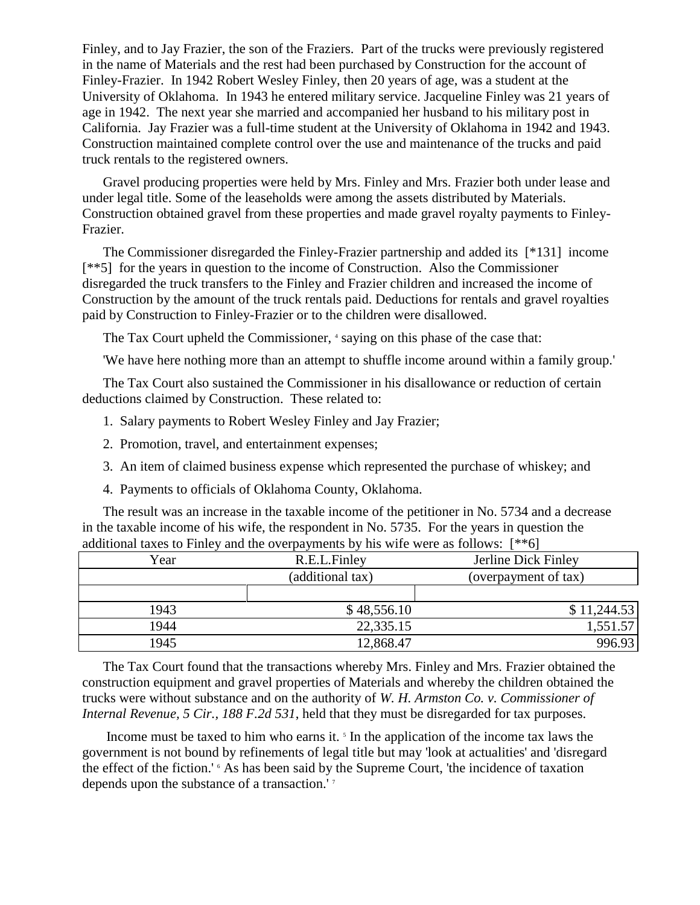Finley, and to Jay Frazier, the son of the Fraziers. Part of the trucks were previously registered in the name of Materials and the rest had been purchased by Construction for the account of Finley-Frazier. In 1942 Robert Wesley Finley, then 20 years of age, was a student at the University of Oklahoma. In 1943 he entered military service. Jacqueline Finley was 21 years of age in 1942. The next year she married and accompanied her husband to his military post in California. Jay Frazier was a full-time student at the University of Oklahoma in 1942 and 1943. Construction maintained complete control over the use and maintenance of the trucks and paid truck rentals to the registered owners.

Gravel producing properties were held by Mrs. Finley and Mrs. Frazier both under lease and under legal title. Some of the leaseholds were among the assets distributed by Materials. Construction obtained gravel from these properties and made gravel royalty payments to Finley-Frazier.

The Commissioner disregarded the Finley-Frazier partnership and added its [*131] income [**5] for the years in question to the income of Construction. Also the Commissioner disregarded the truck transfers to the Finley and Frazier children and increased the income of Construction by the amount of the truck rentals paid. Deductions for rentals and gravel royalties paid by Construction to Finley-Frazier or to the children were disallowed.

The Tax Court upheld the Commissioner, [4] saying on this phase of the case that:

'We have here nothing more than an attempt to shuffle income around within a family group.'

The Tax Court also sustained the Commissioner in his disallowance or reduction of certain deductions claimed by Construction. These related to:

1. Salary payments to Robert Wesley Finley and Jay Frazier;
2. Promotion, travel, and entertainment expenses;
3. An item of claimed business expense which represented the purchase of whiskey; and
4. Payments to officials of Oklahoma County, Oklahoma.

The result was an increase in the taxable income of the petitioner in No. 5734 and a decrease in the taxable income of his wife, the respondent in No. 5735. For the years in question the additional taxes to Finley and the overpayments by his wife were as follows: [**6]

| Year | R.E.L.Finley | Jerline Dick Finley |
|---|---|---|
| | (additional tax) | (overpayment of tax) |
| 1943 | $ 48,556.10 | $ 11,244.53 |
| 1944 | 22,335.15 | 1,551.57 |
| 1945 | 12,868.47 | 996.93 |

The Tax Court found that the transactions whereby Mrs. Finley and Mrs. Frazier obtained the construction equipment and gravel properties of Materials and whereby the children obtained the trucks were without substance and on the authority of *W. H. Armston Co. v. Commissioner of Internal Revenue, 5 Cir., 188 F.2d 531*, held that they must be disregarded for tax purposes.

Income must be taxed to him who earns it. [5] In the application of the income tax laws the government is not bound by refinements of legal title but may 'look at actualities' and 'disregard the effect of the fiction.' [6] As has been said by the Supreme Court, 'the incidence of taxation depends upon the substance of a transaction.' [7]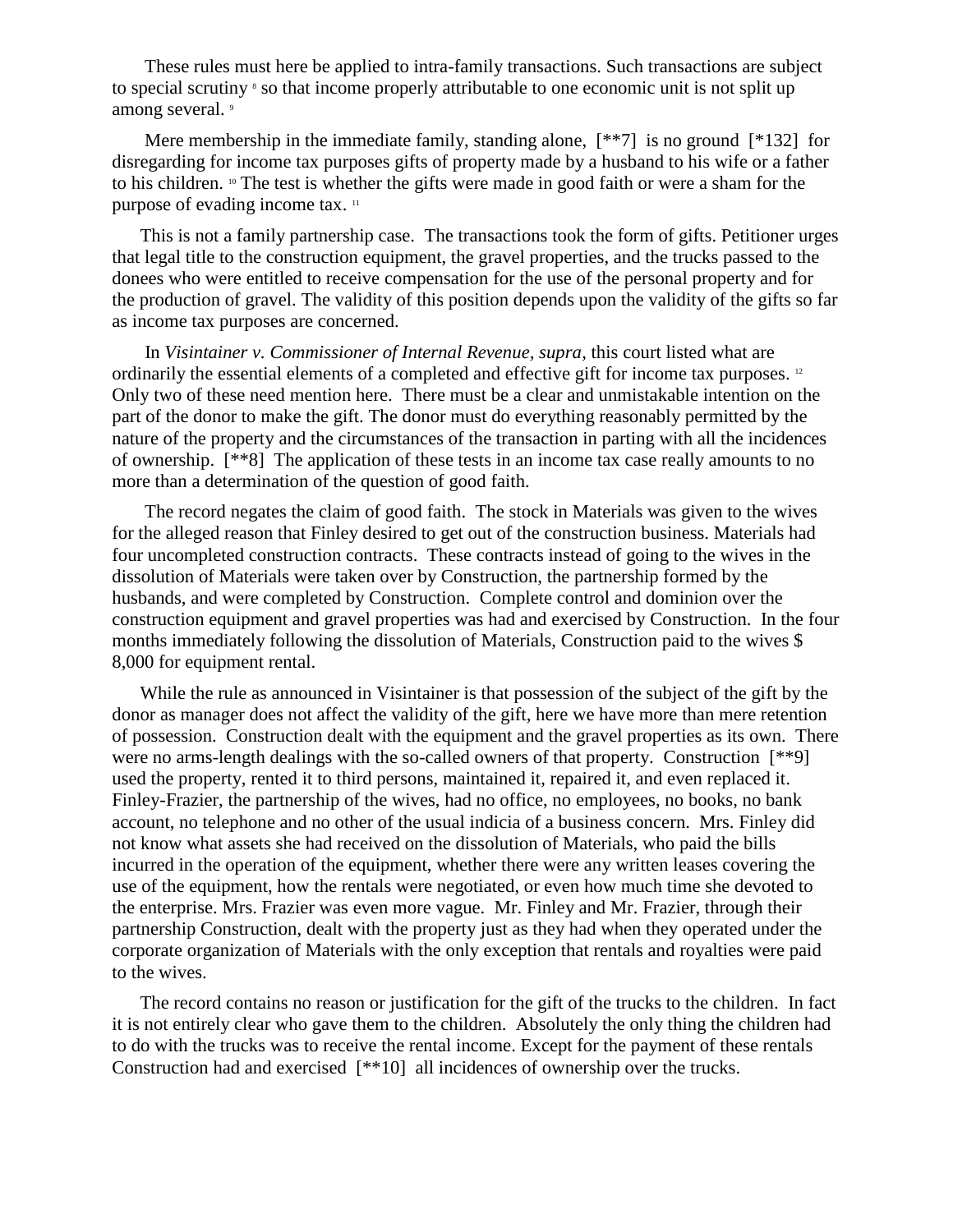These rules must here be applied to intra-family transactions. Such transactions are subject to special scrutiny [8] so that income properly attributable to one economic unit is not split up among several. [9]

Mere membership in the immediate family, standing alone, [**7] is no ground [*132] for disregarding for income tax purposes gifts of property made by a husband to his wife or a father to his children. [10] The test is whether the gifts were made in good faith or were a sham for the purpose of evading income tax. [11]

This is not a family partnership case. The transactions took the form of gifts. Petitioner urges that legal title to the construction equipment, the gravel properties, and the trucks passed to the donees who were entitled to receive compensation for the use of the personal property and for the production of gravel. The validity of this position depends upon the validity of the gifts so far as income tax purposes are concerned.

In *Visintainer v. Commissioner of Internal Revenue, supra*, this court listed what are ordinarily the essential elements of a completed and effective gift for income tax purposes. [12] Only two of these need mention here. There must be a clear and unmistakable intention on the part of the donor to make the gift. The donor must do everything reasonably permitted by the nature of the property and the circumstances of the transaction in parting with all the incidences of ownership. [**8] The application of these tests in an income tax case really amounts to no more than a determination of the question of good faith.

The record negates the claim of good faith. The stock in Materials was given to the wives for the alleged reason that Finley desired to get out of the construction business. Materials had four uncompleted construction contracts. These contracts instead of going to the wives in the dissolution of Materials were taken over by Construction, the partnership formed by the husbands, and were completed by Construction. Complete control and dominion over the construction equipment and gravel properties was had and exercised by Construction. In the four months immediately following the dissolution of Materials, Construction paid to the wives $ 8,000 for equipment rental.

While the rule as announced in Visintainer is that possession of the subject of the gift by the donor as manager does not affect the validity of the gift, here we have more than mere retention of possession. Construction dealt with the equipment and the gravel properties as its own. There were no arms-length dealings with the so-called owners of that property. Construction [**9] used the property, rented it to third persons, maintained it, repaired it, and even replaced it. Finley-Frazier, the partnership of the wives, had no office, no employees, no books, no bank account, no telephone and no other of the usual indicia of a business concern. Mrs. Finley did not know what assets she had received on the dissolution of Materials, who paid the bills incurred in the operation of the equipment, whether there were any written leases covering the use of the equipment, how the rentals were negotiated, or even how much time she devoted to the enterprise. Mrs. Frazier was even more vague. Mr. Finley and Mr. Frazier, through their partnership Construction, dealt with the property just as they had when they operated under the corporate organization of Materials with the only exception that rentals and royalties were paid to the wives.

The record contains no reason or justification for the gift of the trucks to the children. In fact it is not entirely clear who gave them to the children. Absolutely the only thing the children had to do with the trucks was to receive the rental income. Except for the payment of these rentals Construction had and exercised [**10] all incidences of ownership over the trucks.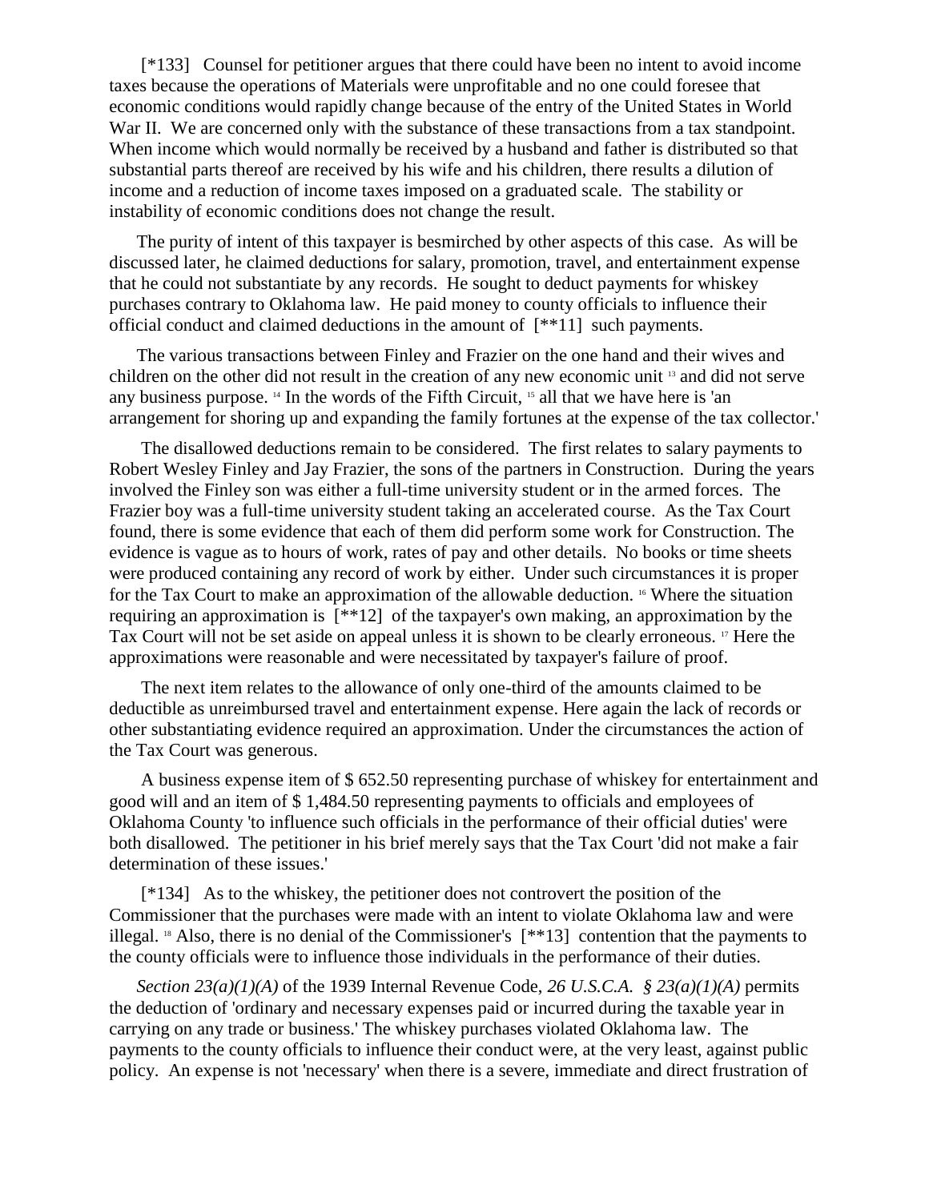[*133] Counsel for petitioner argues that there could have been no intent to avoid income taxes because the operations of Materials were unprofitable and no one could foresee that economic conditions would rapidly change because of the entry of the United States in World War II. We are concerned only with the substance of these transactions from a tax standpoint. When income which would normally be received by a husband and father is distributed so that substantial parts thereof are received by his wife and his children, there results a dilution of income and a reduction of income taxes imposed on a graduated scale. The stability or instability of economic conditions does not change the result.

The purity of intent of this taxpayer is besmirched by other aspects of this case. As will be discussed later, he claimed deductions for salary, promotion, travel, and entertainment expense that he could not substantiate by any records. He sought to deduct payments for whiskey purchases contrary to Oklahoma law. He paid money to county officials to influence their official conduct and claimed deductions in the amount of [**11] such payments.

The various transactions between Finley and Frazier on the one hand and their wives and children on the other did not result in the creation of any new economic unit [13] and did not serve any business purpose. [14] In the words of the Fifth Circuit, [15] all that we have here is 'an arrangement for shoring up and expanding the family fortunes at the expense of the tax collector.'

The disallowed deductions remain to be considered. The first relates to salary payments to Robert Wesley Finley and Jay Frazier, the sons of the partners in Construction. During the years involved the Finley son was either a full-time university student or in the armed forces. The Frazier boy was a full-time university student taking an accelerated course. As the Tax Court found, there is some evidence that each of them did perform some work for Construction. The evidence is vague as to hours of work, rates of pay and other details. No books or time sheets were produced containing any record of work by either. Under such circumstances it is proper for the Tax Court to make an approximation of the allowable deduction. [16] Where the situation requiring an approximation is [**12] of the taxpayer's own making, an approximation by the Tax Court will not be set aside on appeal unless it is shown to be clearly erroneous. [17] Here the approximations were reasonable and were necessitated by taxpayer's failure of proof.

The next item relates to the allowance of only one-third of the amounts claimed to be deductible as unreimbursed travel and entertainment expense. Here again the lack of records or other substantiating evidence required an approximation. Under the circumstances the action of the Tax Court was generous.

A business expense item of $ 652.50 representing purchase of whiskey for entertainment and good will and an item of $ 1,484.50 representing payments to officials and employees of Oklahoma County 'to influence such officials in the performance of their official duties' were both disallowed. The petitioner in his brief merely says that the Tax Court 'did not make a fair determination of these issues.'

[*134] As to the whiskey, the petitioner does not controvert the position of the Commissioner that the purchases were made with an intent to violate Oklahoma law and were illegal. [18] Also, there is no denial of the Commissioner's [**13] contention that the payments to the county officials were to influence those individuals in the performance of their duties.

*Section 23(a)(1)(A)* of the 1939 Internal Revenue Code, *26 U.S.C.A. § 23(a)(1)(A)* permits the deduction of 'ordinary and necessary expenses paid or incurred during the taxable year in carrying on any trade or business.' The whiskey purchases violated Oklahoma law. The payments to the county officials to influence their conduct were, at the very least, against public policy. An expense is not 'necessary' when there is a severe, immediate and direct frustration of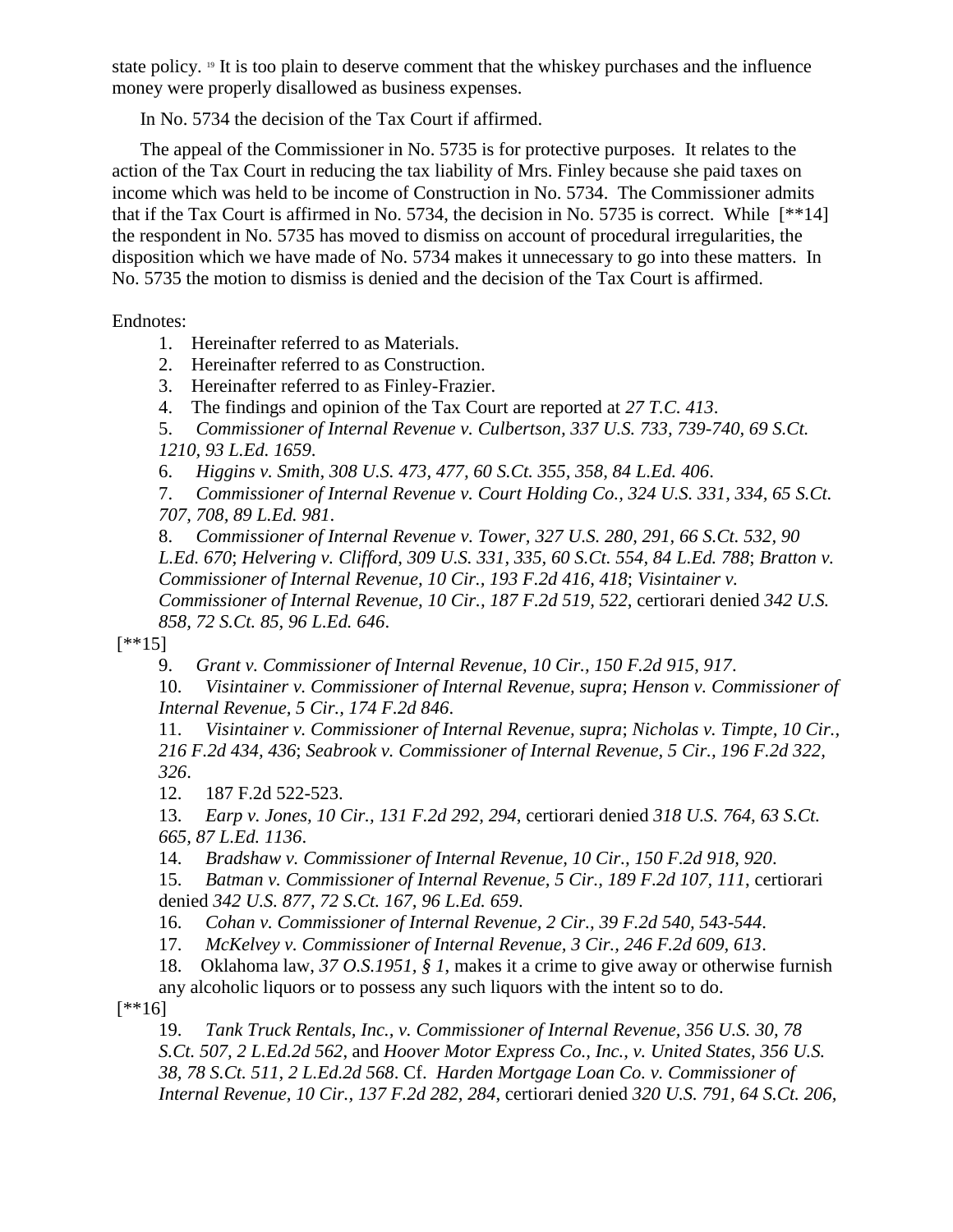state policy. [19] It is too plain to deserve comment that the whiskey purchases and the influence money were properly disallowed as business expenses.

In No. 5734 the decision of the Tax Court if affirmed.

The appeal of the Commissioner in No. 5735 is for protective purposes. It relates to the action of the Tax Court in reducing the tax liability of Mrs. Finley because she paid taxes on income which was held to be income of Construction in No. 5734. The Commissioner admits that if the Tax Court is affirmed in No. 5734, the decision in No. 5735 is correct. While [**14] the respondent in No. 5735 has moved to dismiss on account of procedural irregularities, the disposition which we have made of No. 5734 makes it unnecessary to go into these matters. In No. 5735 the motion to dismiss is denied and the decision of the Tax Court is affirmed.

Endnotes:

1. Hereinafter referred to as Materials.
2. Hereinafter referred to as Construction.
3. Hereinafter referred to as Finley-Frazier.
4. The findings and opinion of the Tax Court are reported at *27 T.C. 413*.
5. *Commissioner of Internal Revenue v. Culbertson, 337 U.S. 733, 739-740, 69 S.Ct. 1210, 93 L.Ed. 1659*.
6. *Higgins v. Smith, 308 U.S. 473, 477, 60 S.Ct. 355, 358, 84 L.Ed. 406*.
7. *Commissioner of Internal Revenue v. Court Holding Co., 324 U.S. 331, 334, 65 S.Ct. 707, 708, 89 L.Ed. 981*.
8. *Commissioner of Internal Revenue v. Tower, 327 U.S. 280, 291, 66 S.Ct. 532, 90 L.Ed. 670*; *Helvering v. Clifford, 309 U.S. 331, 335, 60 S.Ct. 554, 84 L.Ed. 788*; *Bratton v. Commissioner of Internal Revenue, 10 Cir., 193 F.2d 416, 418*; *Visintainer v. Commissioner of Internal Revenue, 10 Cir., 187 F.2d 519, 522*, certiorari denied *342 U.S. 858, 72 S.Ct. 85, 96 L.Ed. 646*.

[**15]

9. *Grant v. Commissioner of Internal Revenue, 10 Cir., 150 F.2d 915, 917*.
10. *Visintainer v. Commissioner of Internal Revenue, supra*; *Henson v. Commissioner of Internal Revenue, 5 Cir., 174 F.2d 846*.
11. *Visintainer v. Commissioner of Internal Revenue, supra*; *Nicholas v. Timpte, 10 Cir., 216 F.2d 434, 436*; *Seabrook v. Commissioner of Internal Revenue, 5 Cir., 196 F.2d 322, 326*.
12. 187 F.2d 522-523.
13. *Earp v. Jones, 10 Cir., 131 F.2d 292, 294*, certiorari denied *318 U.S. 764, 63 S.Ct. 665, 87 L.Ed. 1136*.
14. *Bradshaw v. Commissioner of Internal Revenue, 10 Cir., 150 F.2d 918, 920*.
15. *Batman v. Commissioner of Internal Revenue, 5 Cir., 189 F.2d 107, 111*, certiorari denied *342 U.S. 877, 72 S.Ct. 167, 96 L.Ed. 659*.
16. *Cohan v. Commissioner of Internal Revenue, 2 Cir., 39 F.2d 540, 543-544*.
17. *McKelvey v. Commissioner of Internal Revenue, 3 Cir., 246 F.2d 609, 613*.
18. Oklahoma law, *37 O.S.1951, § 1*, makes it a crime to give away or otherwise furnish any alcoholic liquors or to possess any such liquors with the intent so to do.

[**16]

19. *Tank Truck Rentals, Inc., v. Commissioner of Internal Revenue, 356 U.S. 30, 78 S.Ct. 507, 2 L.Ed.2d 562*, and *Hoover Motor Express Co., Inc., v. United States, 356 U.S. 38, 78 S.Ct. 511, 2 L.Ed.2d 568*. Cf. *Harden Mortgage Loan Co. v. Commissioner of Internal Revenue, 10 Cir., 137 F.2d 282, 284*, certiorari denied *320 U.S. 791, 64 S.Ct. 206,*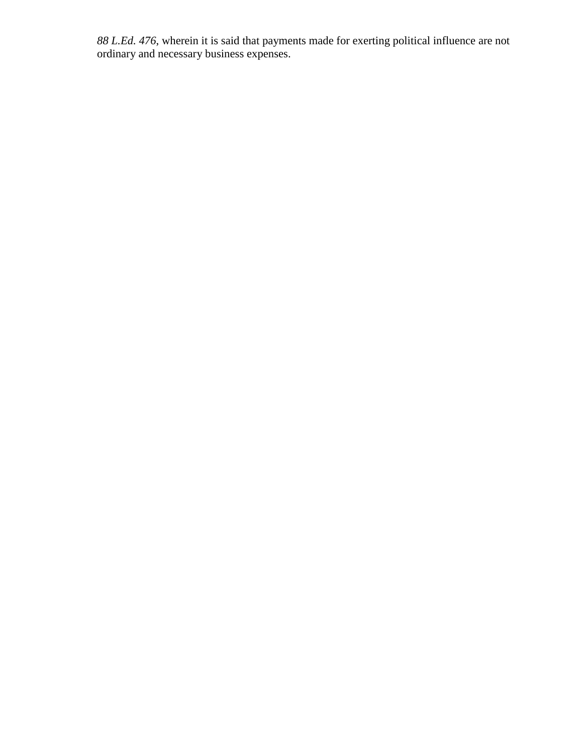*88 L.Ed. 476*, wherein it is said that payments made for exerting political influence are not ordinary and necessary business expenses.